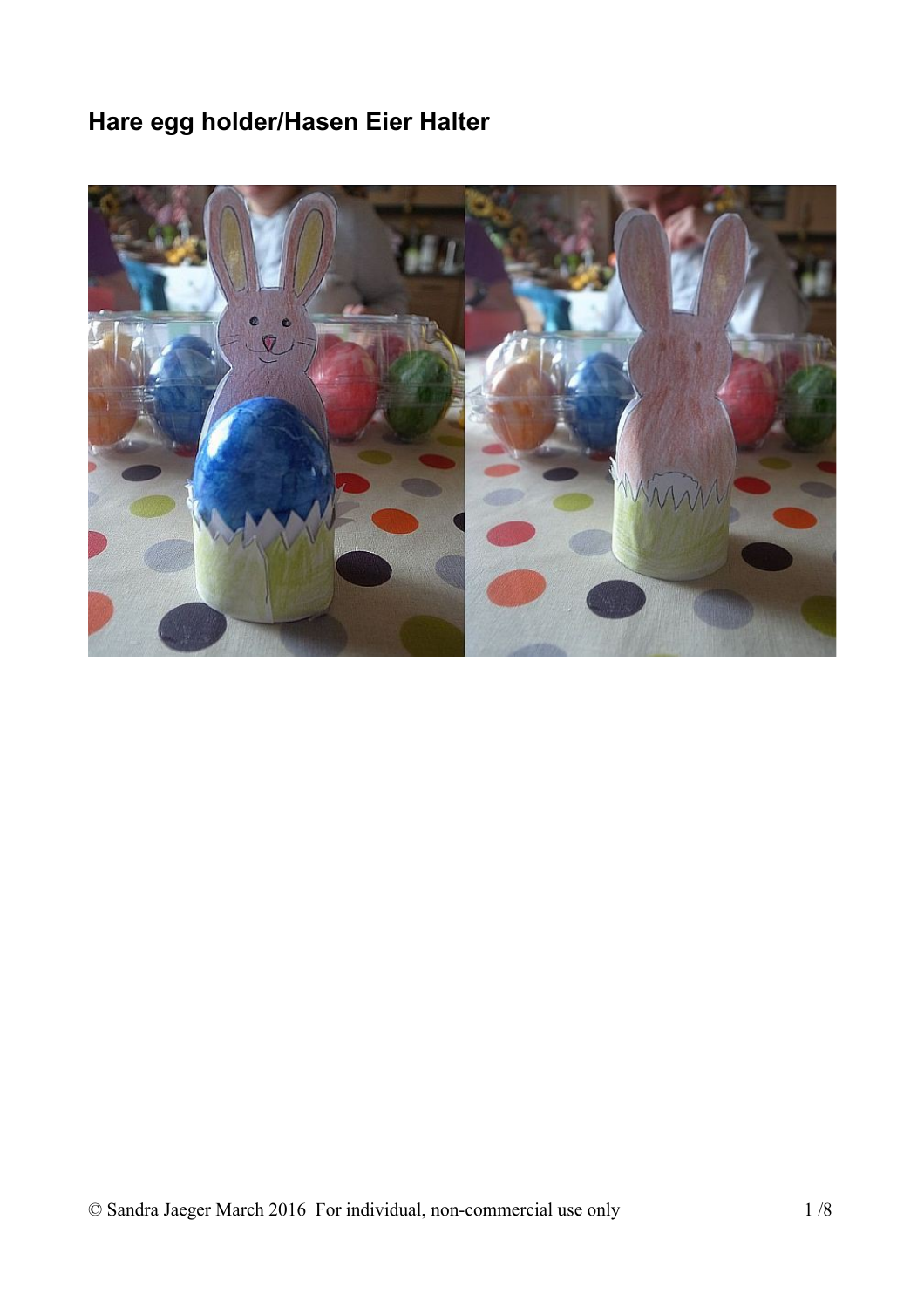# Hare egg holder/Hasen Eier Halter

© Sandra Jaeger March 2016 For individual, non-commercial use only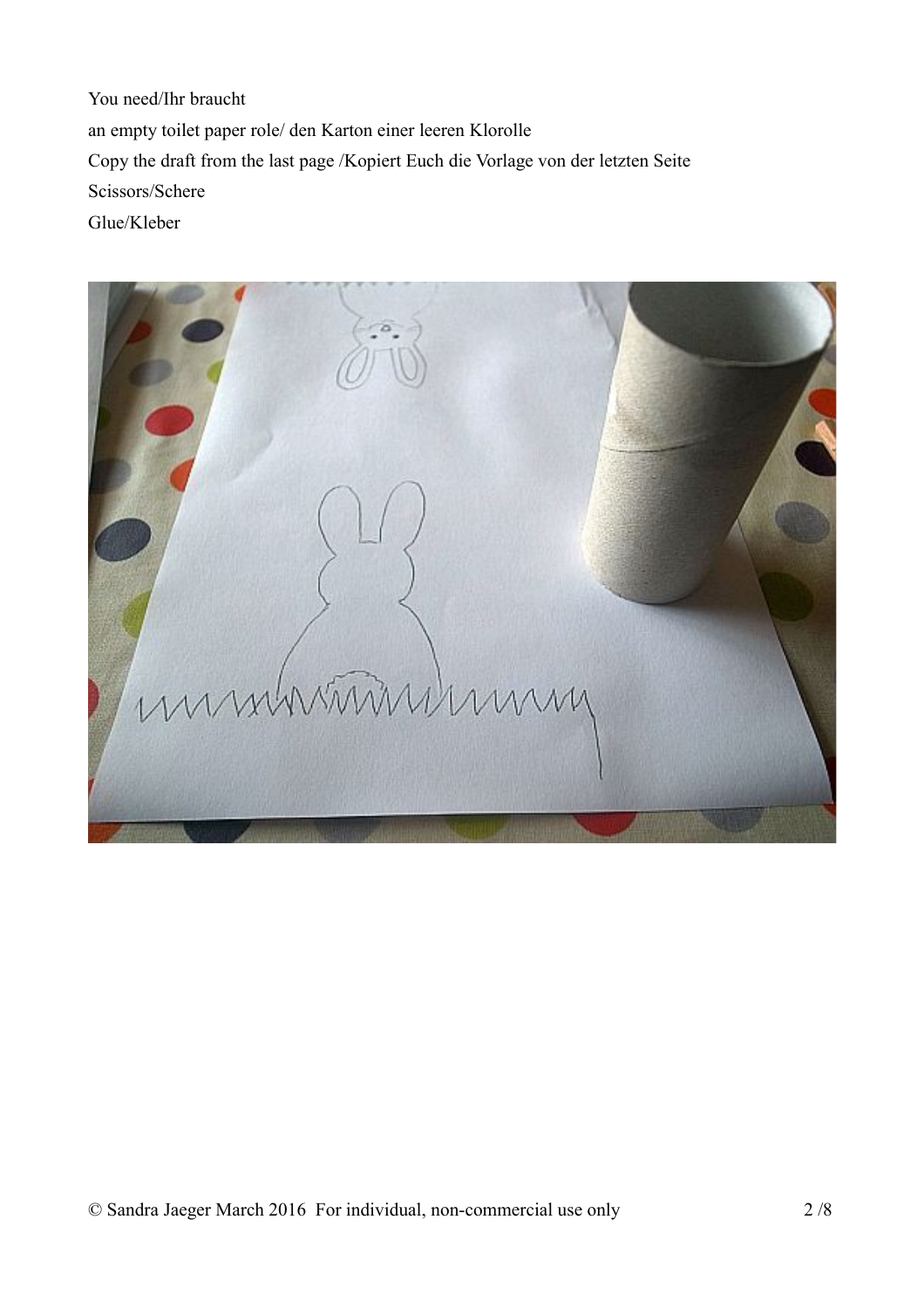You need/Ihr braucht

an empty toilet paper role/ den Karton einer leeren Klorolle

Copy the draft from the last page /Kopiert Euch die Vorlage von der letzten Seite

Scissors/Schere

Glue/Kleber

© Sandra Jaeger March 2016 For individual, non-commercial use only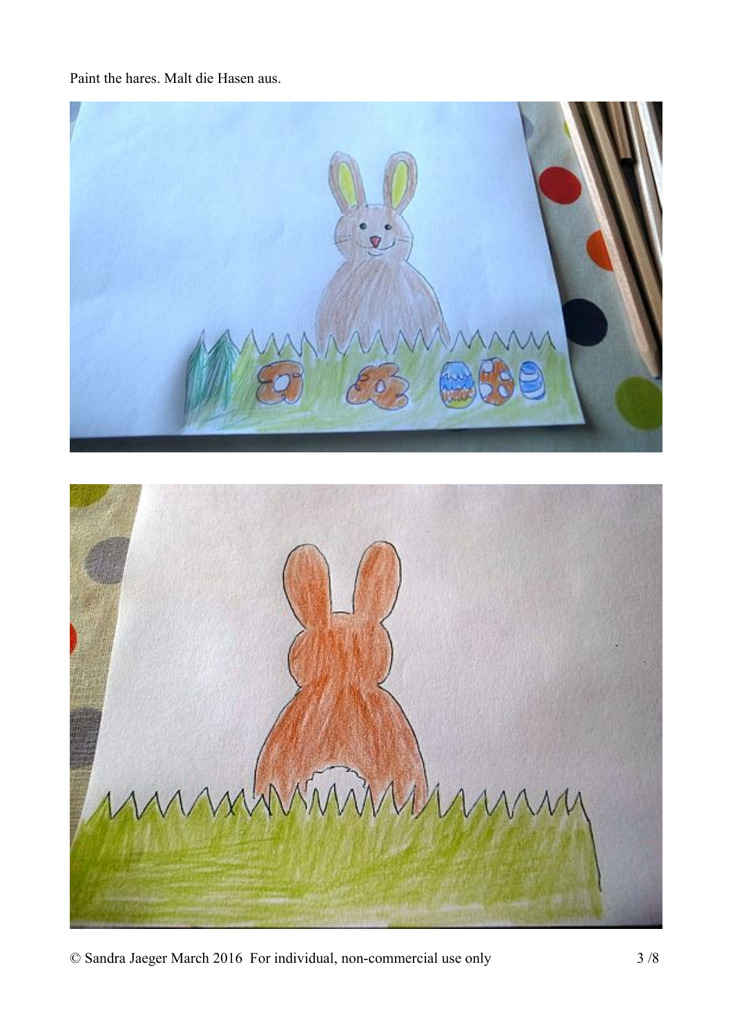Paint the hares. Malt die Hasen aus.

© Sandra Jaeger March 2016 For individual, non-commercial use only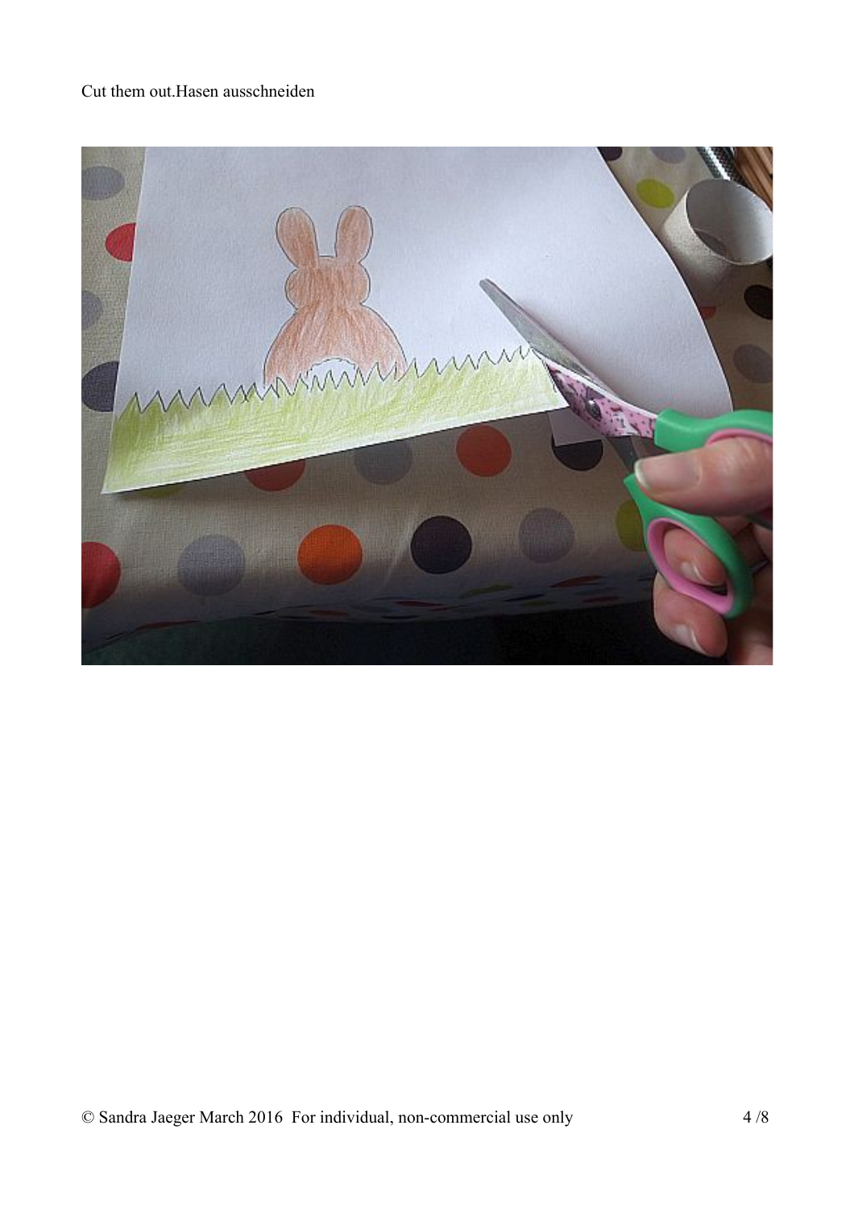Cut them out.Hasen ausschneiden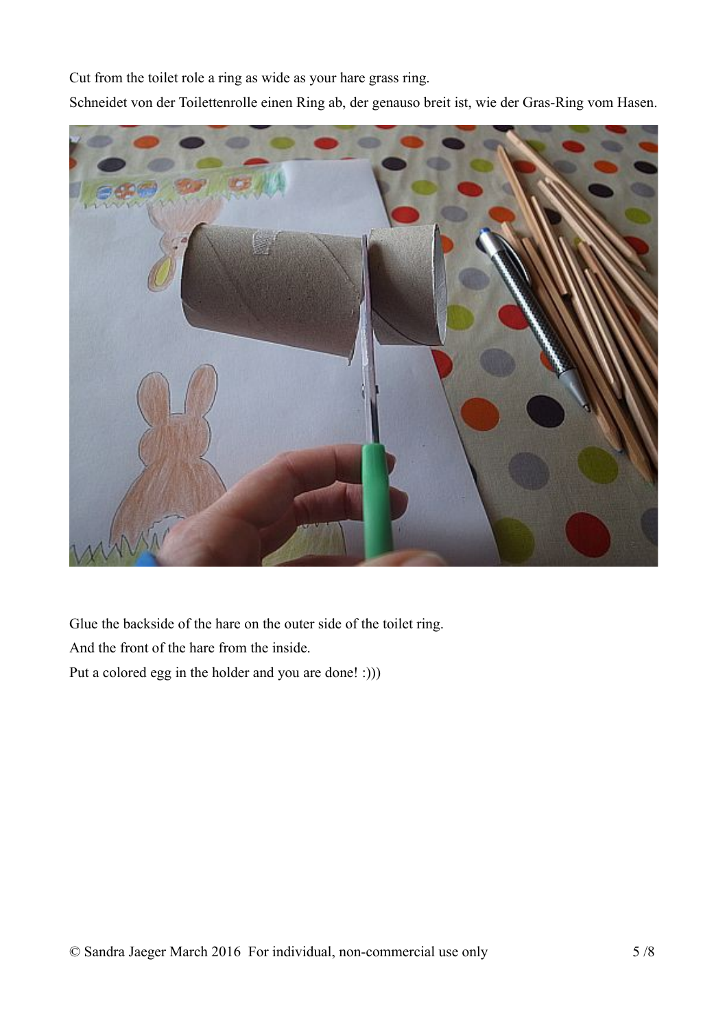Cut from the toilet role a ring as wide as your hare grass ring.

Schneidet von der Toilettenrolle einen Ring ab, der genauso breit ist, wie der Gras-Ring vom Hasen.

Glue the backside of the hare on the outer side of the toilet ring.

And the front of the hare from the inside.

Put a colored egg in the holder and you are done! :)))

© Sandra Jaeger March 2016 For individual, non-commercial use only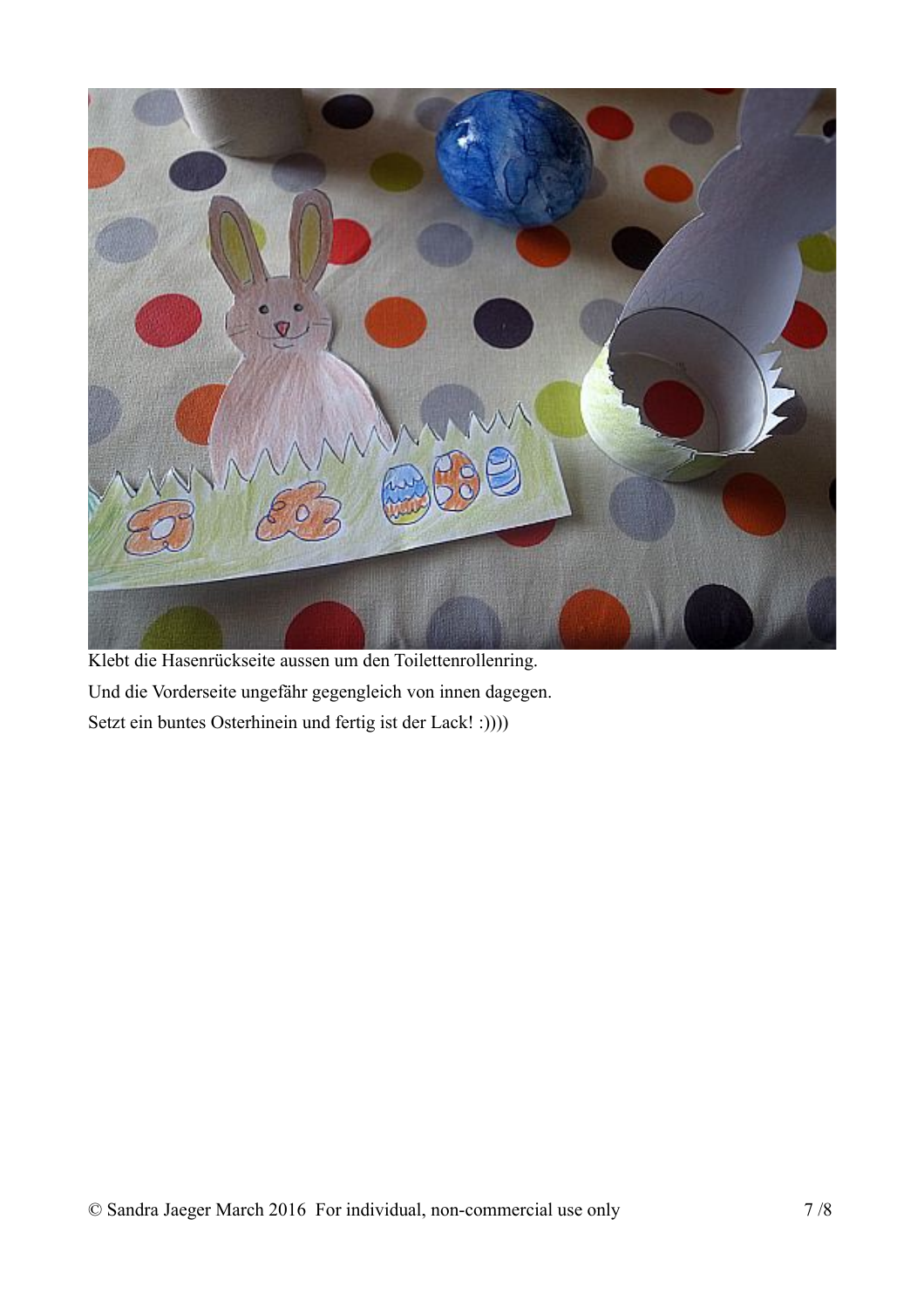Klebt die Hasenrückseite aussen um den Toilettenrollenring.

Und die Vorderseite ungefähr gegengleich von innen dagegen.

Setzt ein buntes Osterhinein und fertig ist der Lack! :))))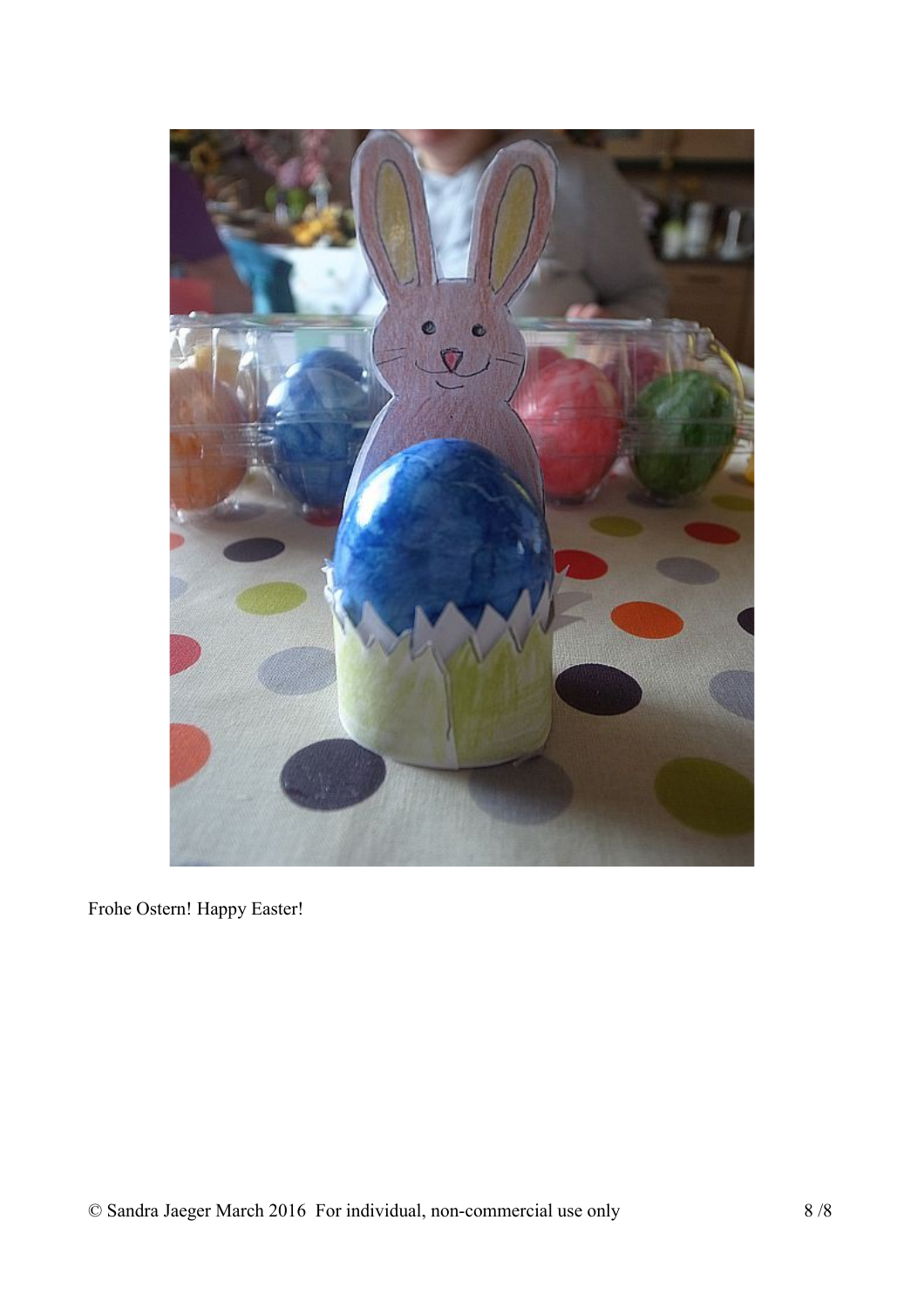Frohe Ostern! Happy Easter!